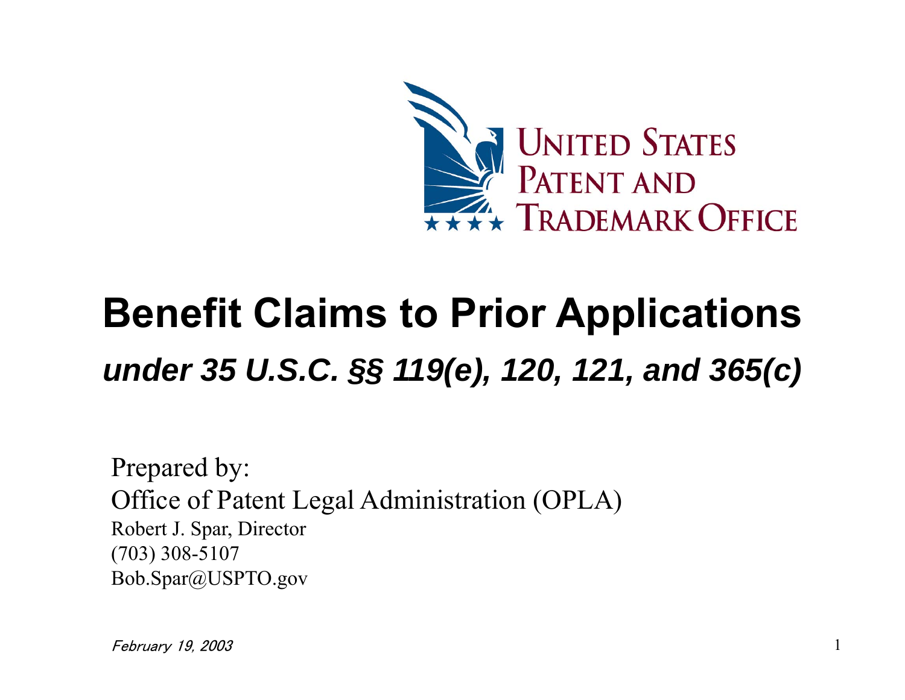UNITED STATES PATENT AND TRADEMARK OFFICE

# Benefit Claims to Prior Applications

## *under 35 U.S.C. §§ 119(e), 120, 121, and 365(c)*

Prepared by:
Office of Patent Legal Administration (OPLA)
Robert J. Spar, Director
(703) 308-5107
Bob.Spar@USPTO.gov

*February 19, 2003*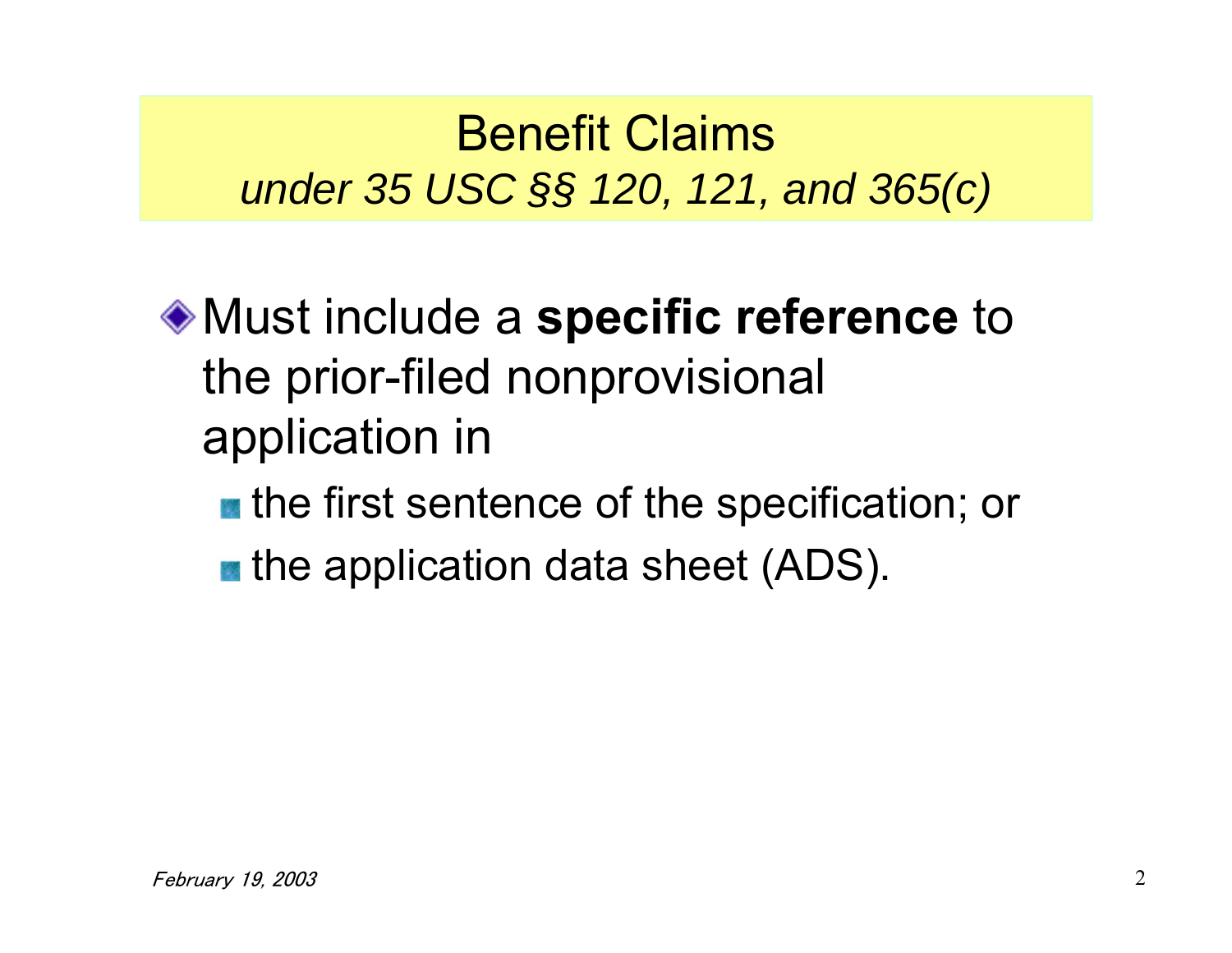# Benefit Claims

*under 35 USC §§ 120, 121, and 365(c)*

- Must include a **specific reference** to the prior-filed nonprovisional application in
  - the first sentence of the specification; or
  - the application data sheet (ADS).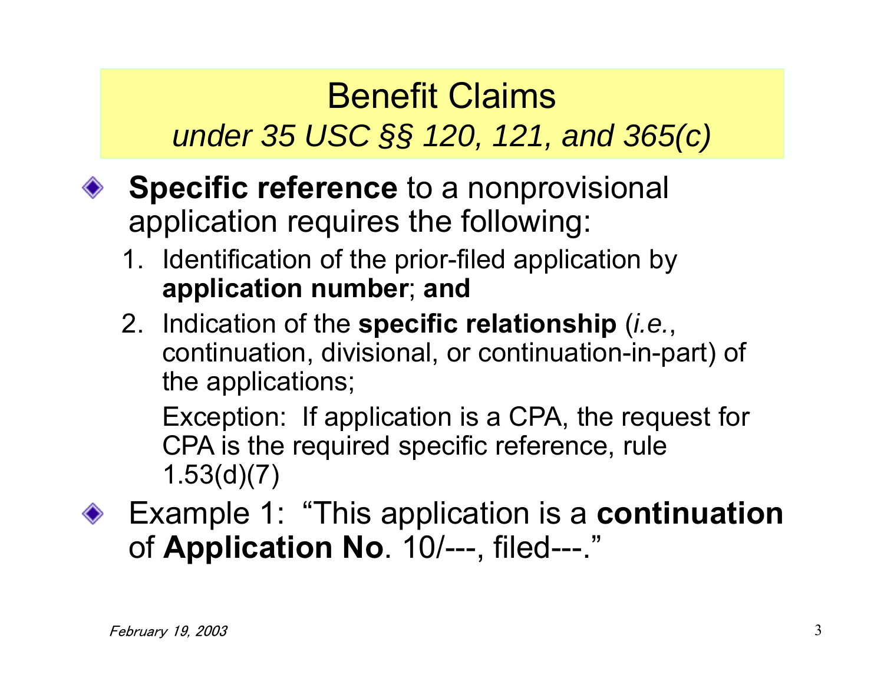# Benefit Claims

## *under 35 USC §§ 120, 121, and 365(c)*

- **Specific reference** to a nonprovisional application requires the following:
  1. Identification of the prior-filed application by **application number**; **and**
  2. Indication of the **specific relationship** (*i.e.*, continuation, divisional, or continuation-in-part) of the applications;

     Exception: If application is a CPA, the request for CPA is the required specific reference, rule 1.53(d)(7)

- Example 1: "This application is a **continuation** of **Application No**. 10/---, filed---."

*February 19, 2003*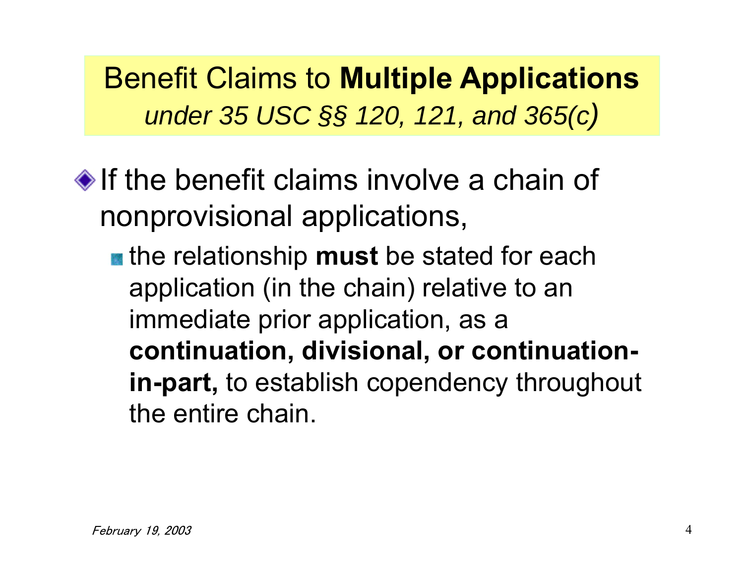## Benefit Claims to **Multiple Applications** *under 35 USC §§ 120, 121, and 365(c)*

- If the benefit claims involve a chain of nonprovisional applications,
  - the relationship **must** be stated for each application (in the chain) relative to an immediate prior application, as a **continuation, divisional, or continuation-in-part,** to establish copendency throughout the entire chain.

*February 19, 2003*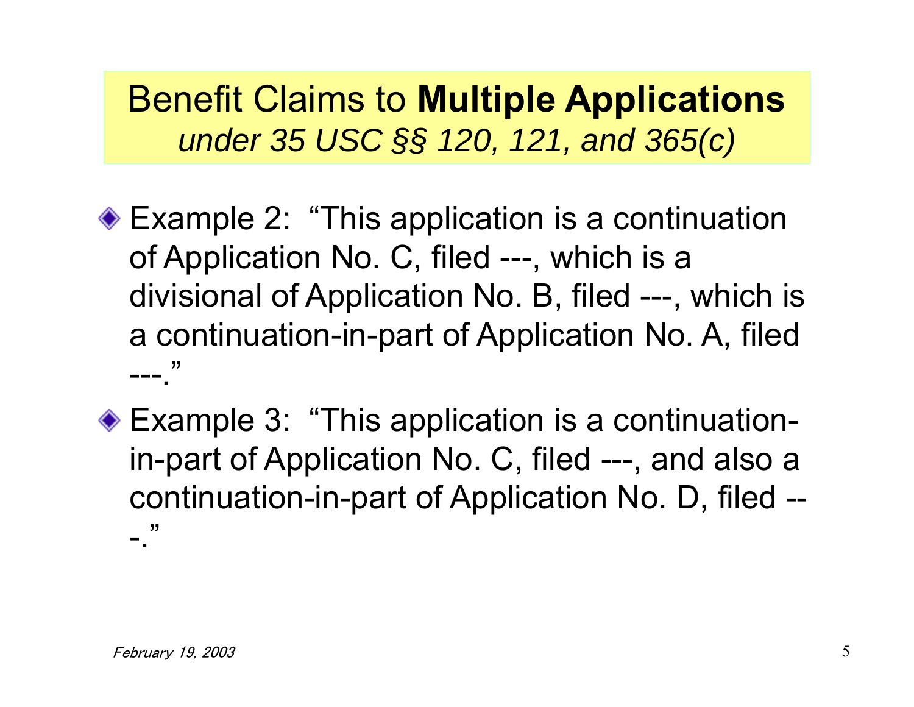# Benefit Claims to **Multiple Applications**
## *under 35 USC §§ 120, 121, and 365(c)*

- Example 2: "This application is a continuation of Application No. C, filed ---, which is a divisional of Application No. B, filed ---, which is a continuation-in-part of Application No. A, filed ---."
- Example 3: "This application is a continuation-in-part of Application No. C, filed ---, and also a continuation-in-part of Application No. D, filed ---."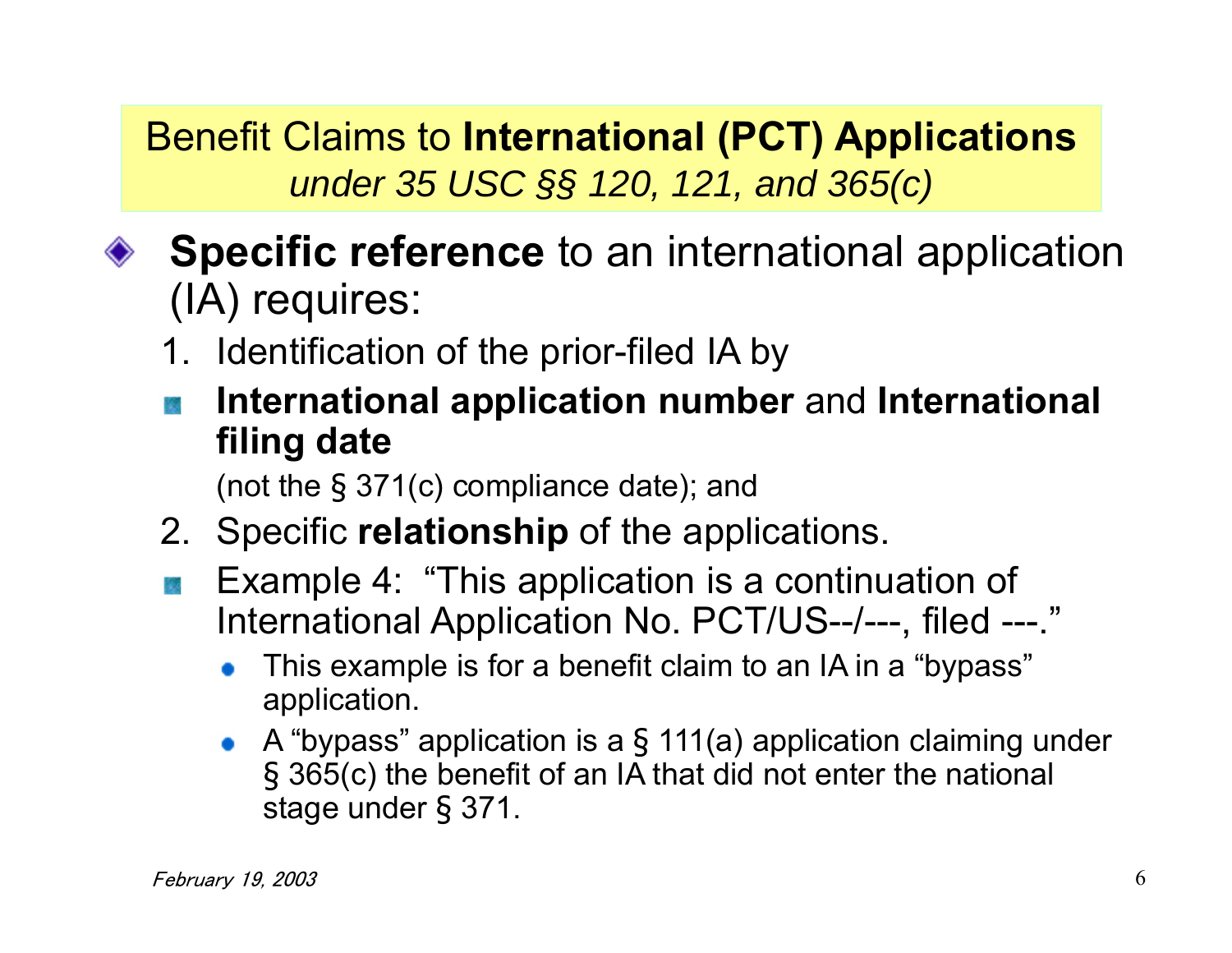## Benefit Claims to **International (PCT) Applications** *under 35 USC §§ 120, 121, and 365(c)*

- **Specific reference** to an international application (IA) requires:
  1. Identification of the prior-filed IA by
     - **International application number** and **International filing date**

       (not the § 371(c) compliance date); and
  2. Specific **relationship** of the applications.
     - Example 4: "This application is a continuation of International Application No. PCT/US--/---, filed ---."
       - This example is for a benefit claim to an IA in a "bypass" application.
       - A "bypass" application is a § 111(a) application claiming under § 365(c) the benefit of an IA that did not enter the national stage under § 371.

*February 19, 2003*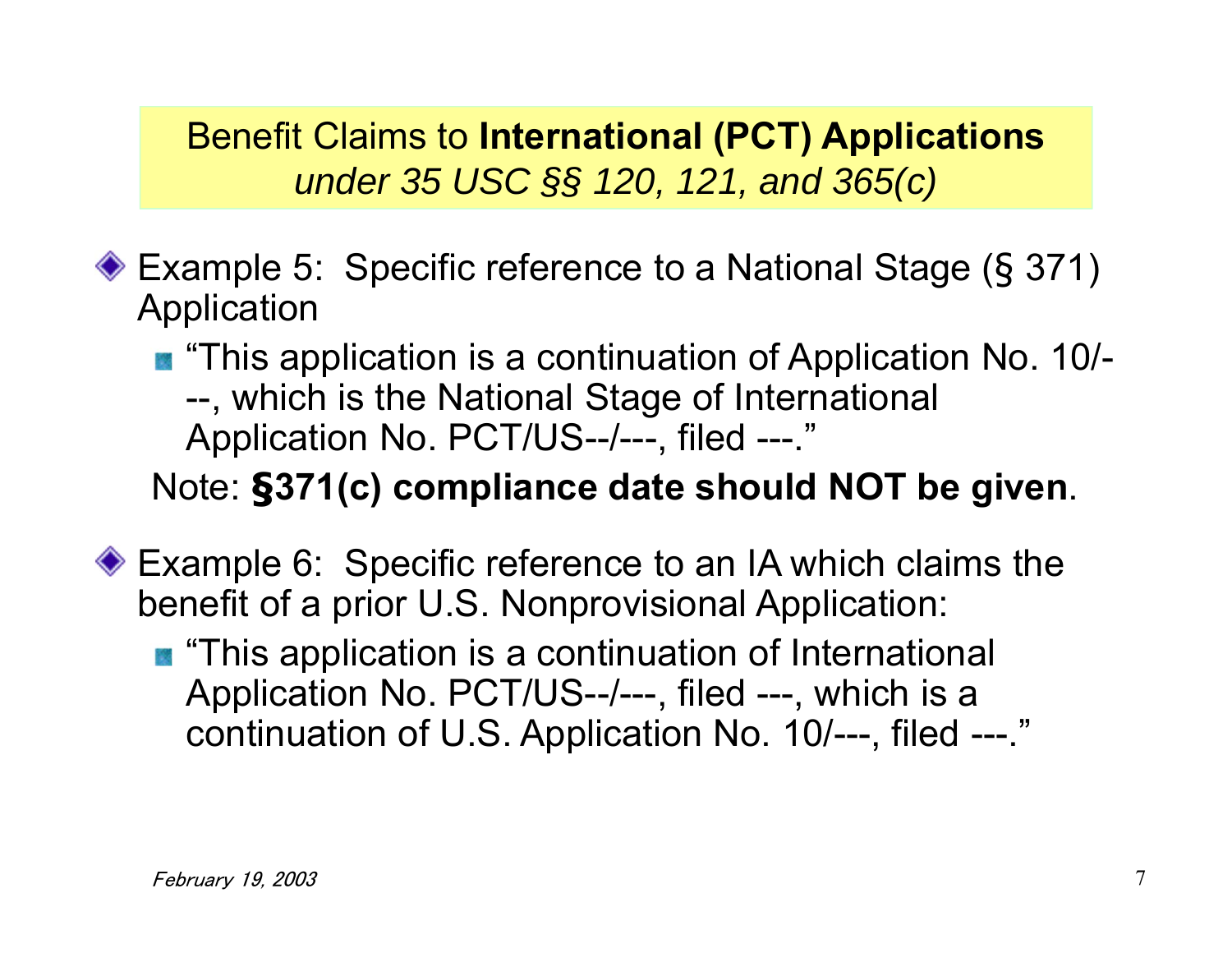## Benefit Claims to **International (PCT) Applications** *under 35 USC §§ 120, 121, and 365(c)*

- Example 5: Specific reference to a National Stage (§ 371) Application
  - "This application is a continuation of Application No. 10/---, which is the National Stage of International Application No. PCT/US--/---, filed ---."

  Note: **§371(c) compliance date should NOT be given**.

- Example 6: Specific reference to an IA which claims the benefit of a prior U.S. Nonprovisional Application:
  - "This application is a continuation of International Application No. PCT/US--/---, filed ---, which is a continuation of U.S. Application No. 10/---, filed ---."

*February 19, 2003*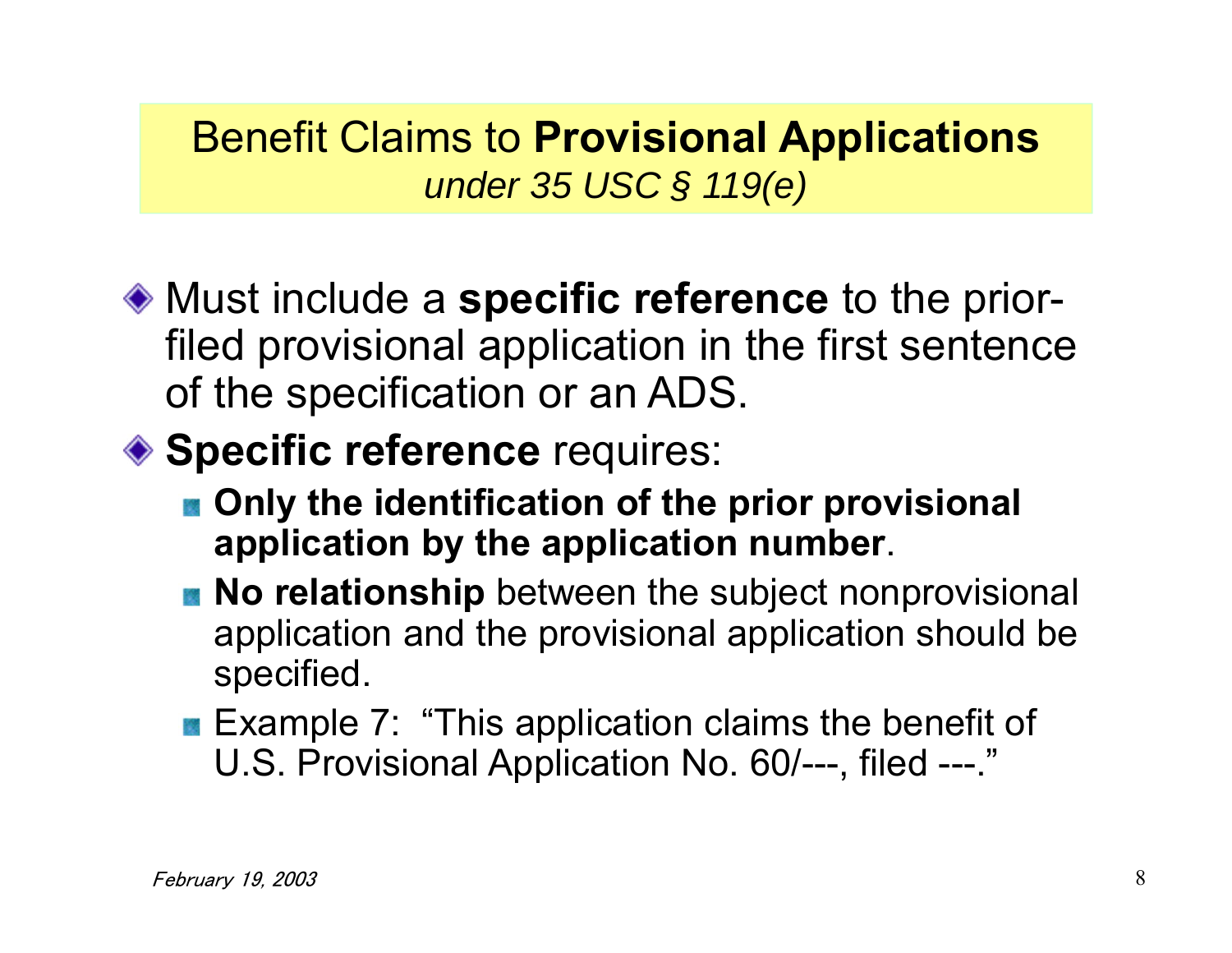## Benefit Claims to **Provisional Applications**
*under 35 USC § 119(e)*

- Must include a **specific reference** to the prior-filed provisional application in the first sentence of the specification or an ADS.
- **Specific reference** requires:
  - **Only the identification of the prior provisional application by the application number**.
  - **No relationship** between the subject nonprovisional application and the provisional application should be specified.
  - Example 7: "This application claims the benefit of U.S. Provisional Application No. 60/---, filed ---."

*February 19, 2003*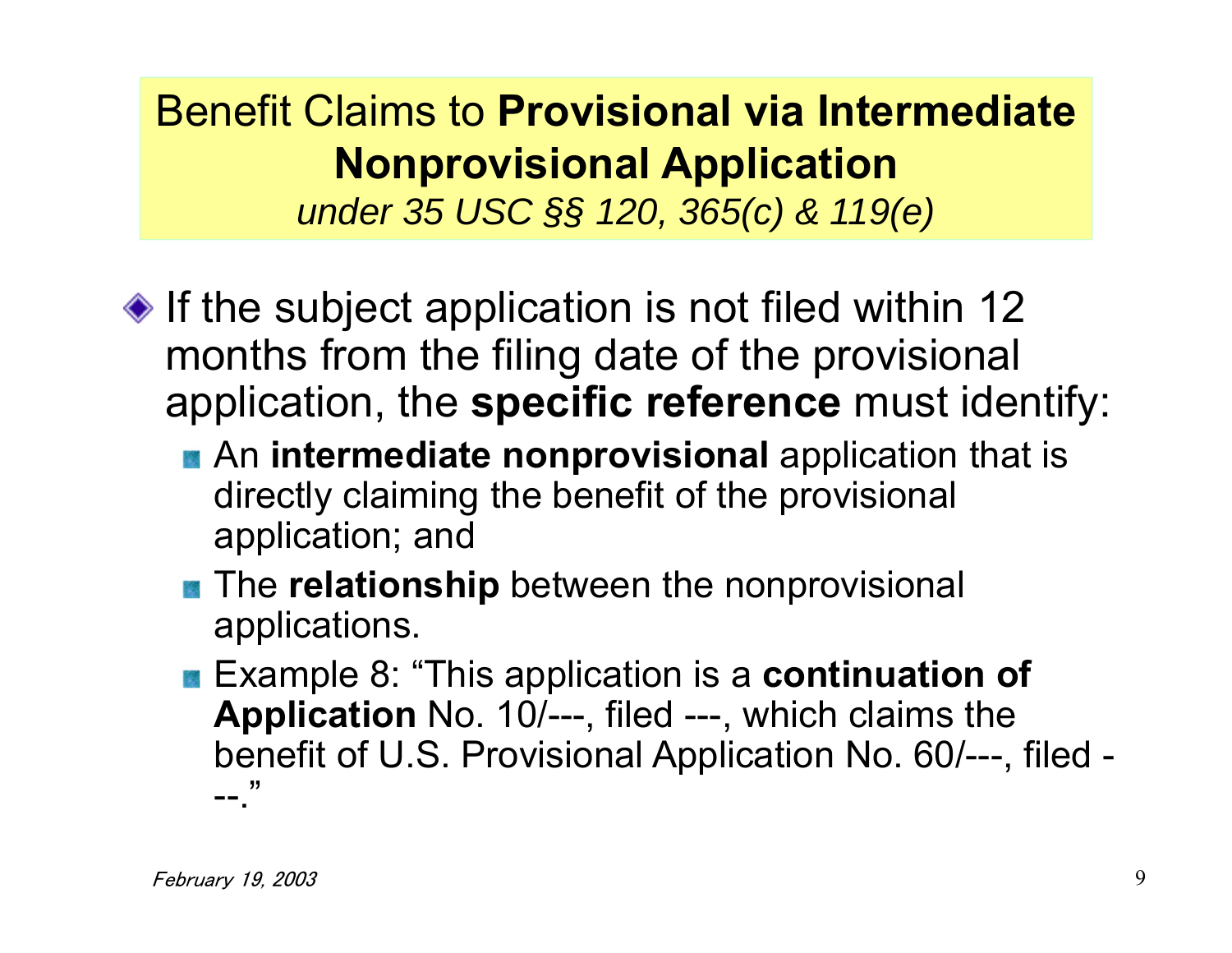# Benefit Claims to **Provisional via Intermediate Nonprovisional Application**

*under 35 USC §§ 120, 365(c) & 119(e)*

- If the subject application is not filed within 12 months from the filing date of the provisional application, the **specific reference** must identify:
  - An **intermediate nonprovisional** application that is directly claiming the benefit of the provisional application; and
  - The **relationship** between the nonprovisional applications.
  - Example 8: "This application is a **continuation of Application** No. 10/---, filed ---, which claims the benefit of U.S. Provisional Application No. 60/---, filed ---."

*February 19, 2003*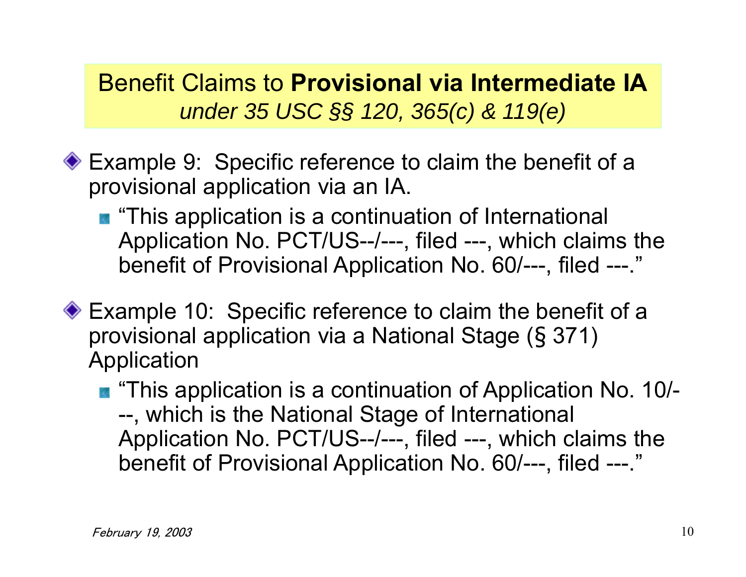## Benefit Claims to **Provisional via Intermediate IA**
*under 35 USC §§ 120, 365(c) & 119(e)*

- Example 9: Specific reference to claim the benefit of a provisional application via an IA.
  - "This application is a continuation of International Application No. PCT/US--/---, filed ---, which claims the benefit of Provisional Application No. 60/---, filed ---."

- Example 10: Specific reference to claim the benefit of a provisional application via a National Stage (§ 371) Application
  - "This application is a continuation of Application No. 10/---, which is the National Stage of International Application No. PCT/US--/---, filed ---, which claims the benefit of Provisional Application No. 60/---, filed ---."

*February 19, 2003*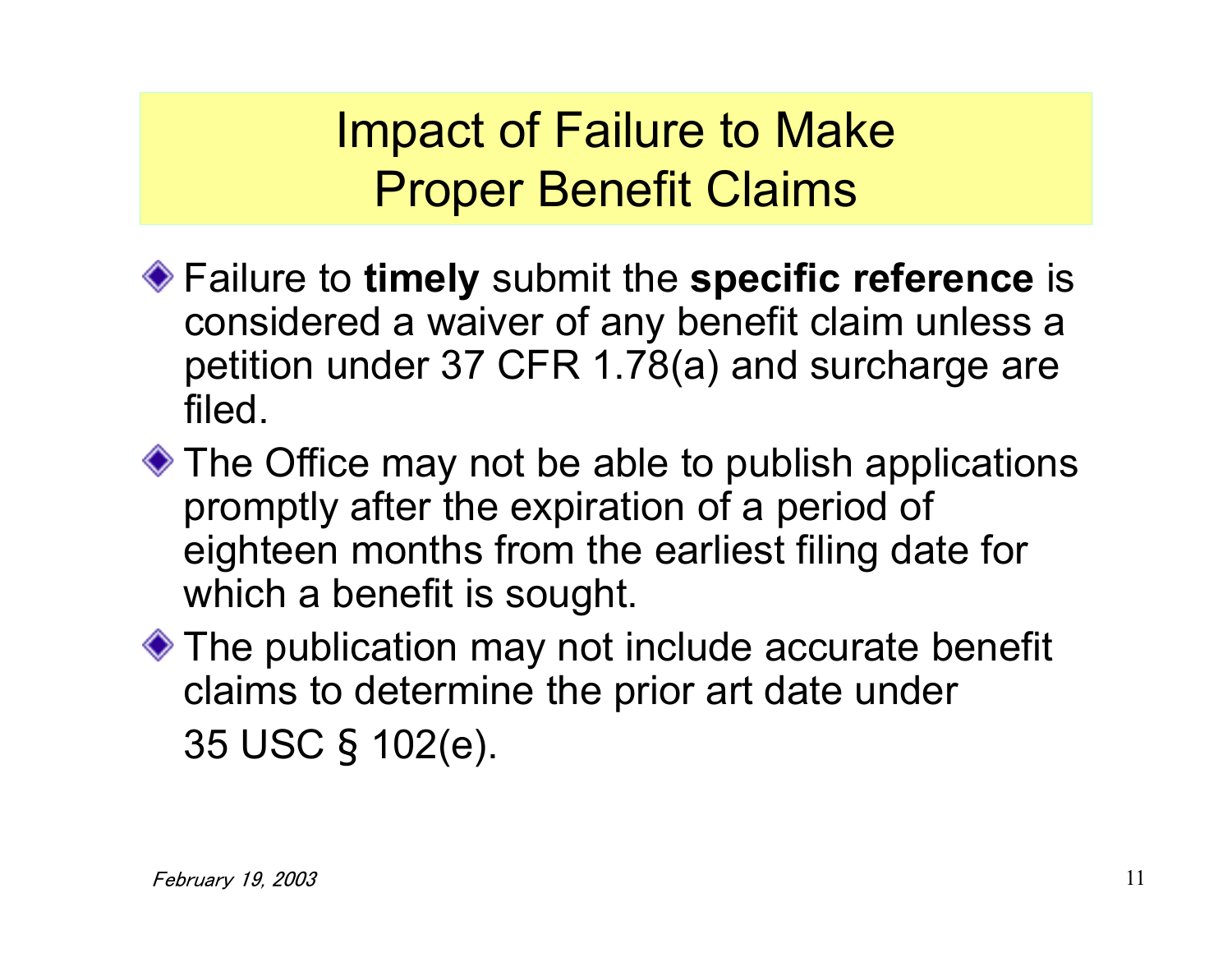# Impact of Failure to Make Proper Benefit Claims

- Failure to **timely** submit the **specific reference** is considered a waiver of any benefit claim unless a petition under 37 CFR 1.78(a) and surcharge are filed.
- The Office may not be able to publish applications promptly after the expiration of a period of eighteen months from the earliest filing date for which a benefit is sought.
- The publication may not include accurate benefit claims to determine the prior art date under 35 USC § 102(e).

*February 19, 2003*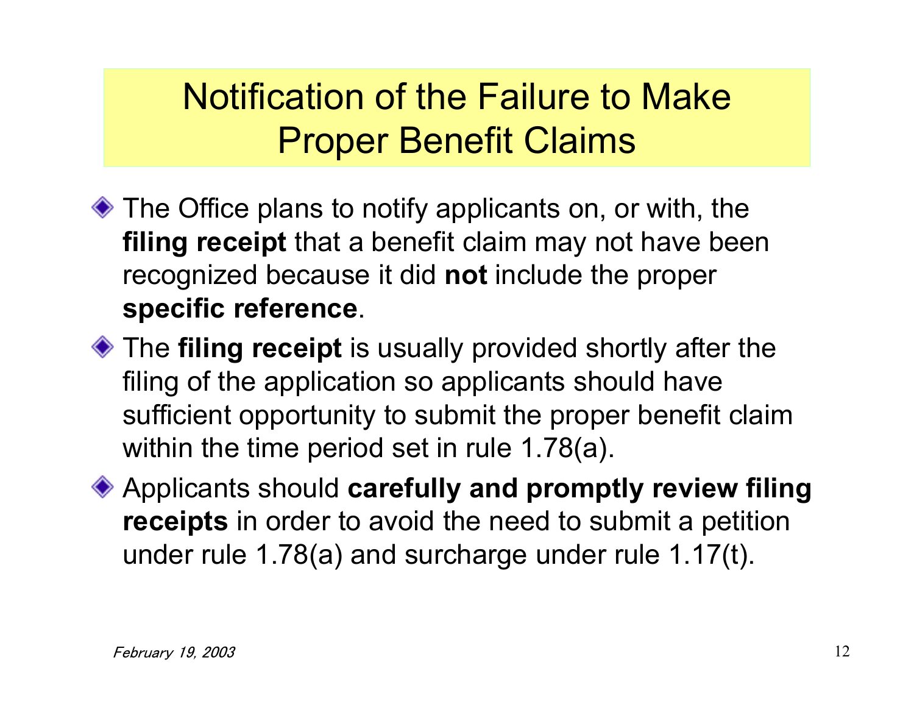# Notification of the Failure to Make Proper Benefit Claims

- The Office plans to notify applicants on, or with, the **filing receipt** that a benefit claim may not have been recognized because it did **not** include the proper **specific reference**.
- The **filing receipt** is usually provided shortly after the filing of the application so applicants should have sufficient opportunity to submit the proper benefit claim within the time period set in rule 1.78(a).
- Applicants should **carefully and promptly review filing receipts** in order to avoid the need to submit a petition under rule 1.78(a) and surcharge under rule 1.17(t).

*February 19, 2003*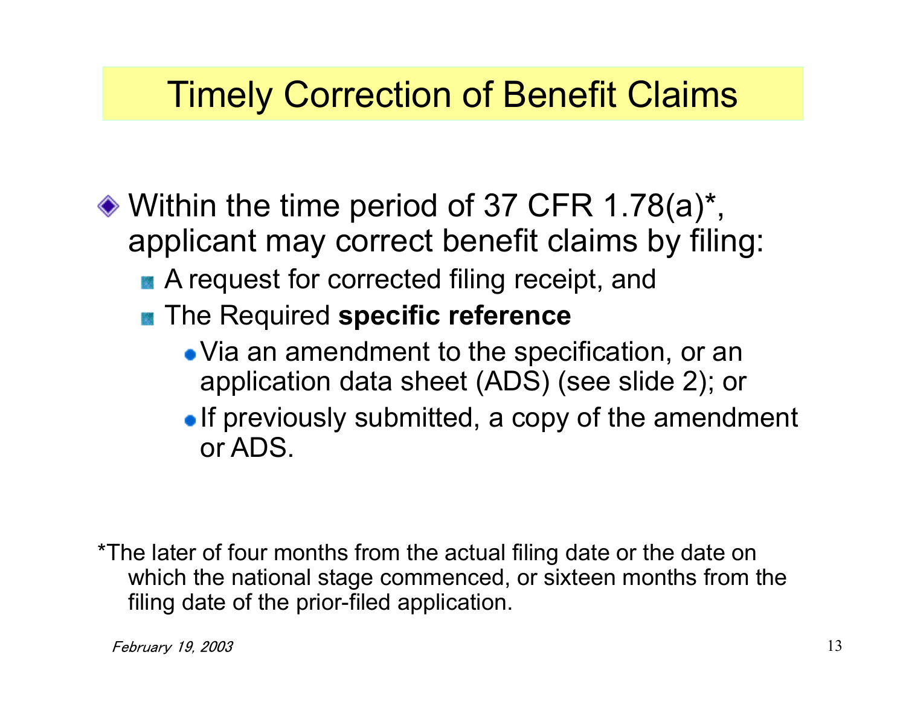# Timely Correction of Benefit Claims

- Within the time period of 37 CFR 1.78(a)*, applicant may correct benefit claims by filing:
  - A request for corrected filing receipt, and
  - The Required **specific reference**
    - Via an amendment to the specification, or an application data sheet (ADS) (see slide 2); or
    - If previously submitted, a copy of the amendment or ADS.

*The later of four months from the actual filing date or the date on which the national stage commenced, or sixteen months from the filing date of the prior-filed application.

*February 19, 2003*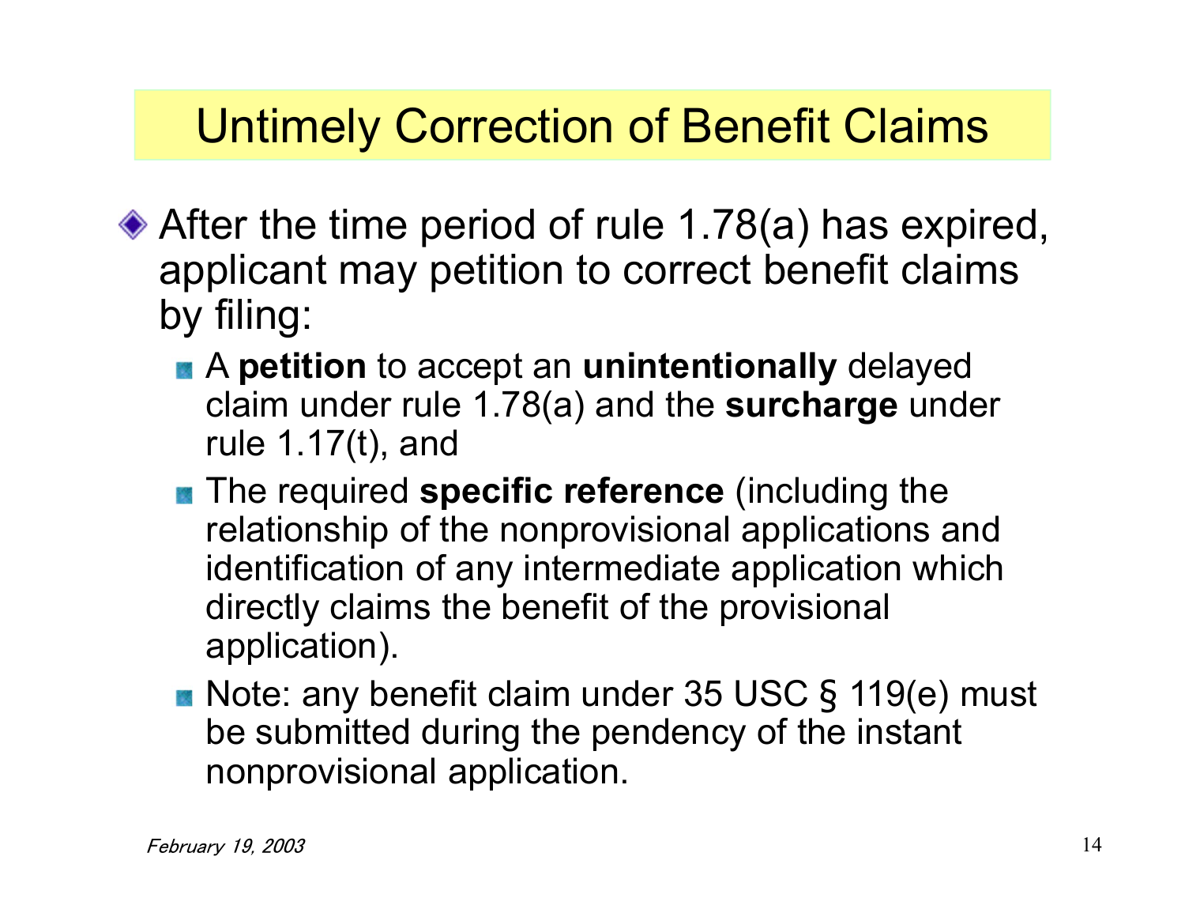# Untimely Correction of Benefit Claims

- After the time period of rule 1.78(a) has expired, applicant may petition to correct benefit claims by filing:
  - A **petition** to accept an **unintentionally** delayed claim under rule 1.78(a) and the **surcharge** under rule 1.17(t), and
  - The required **specific reference** (including the relationship of the nonprovisional applications and identification of any intermediate application which directly claims the benefit of the provisional application).
  - Note: any benefit claim under 35 USC § 119(e) must be submitted during the pendency of the instant nonprovisional application.

*February 19, 2003*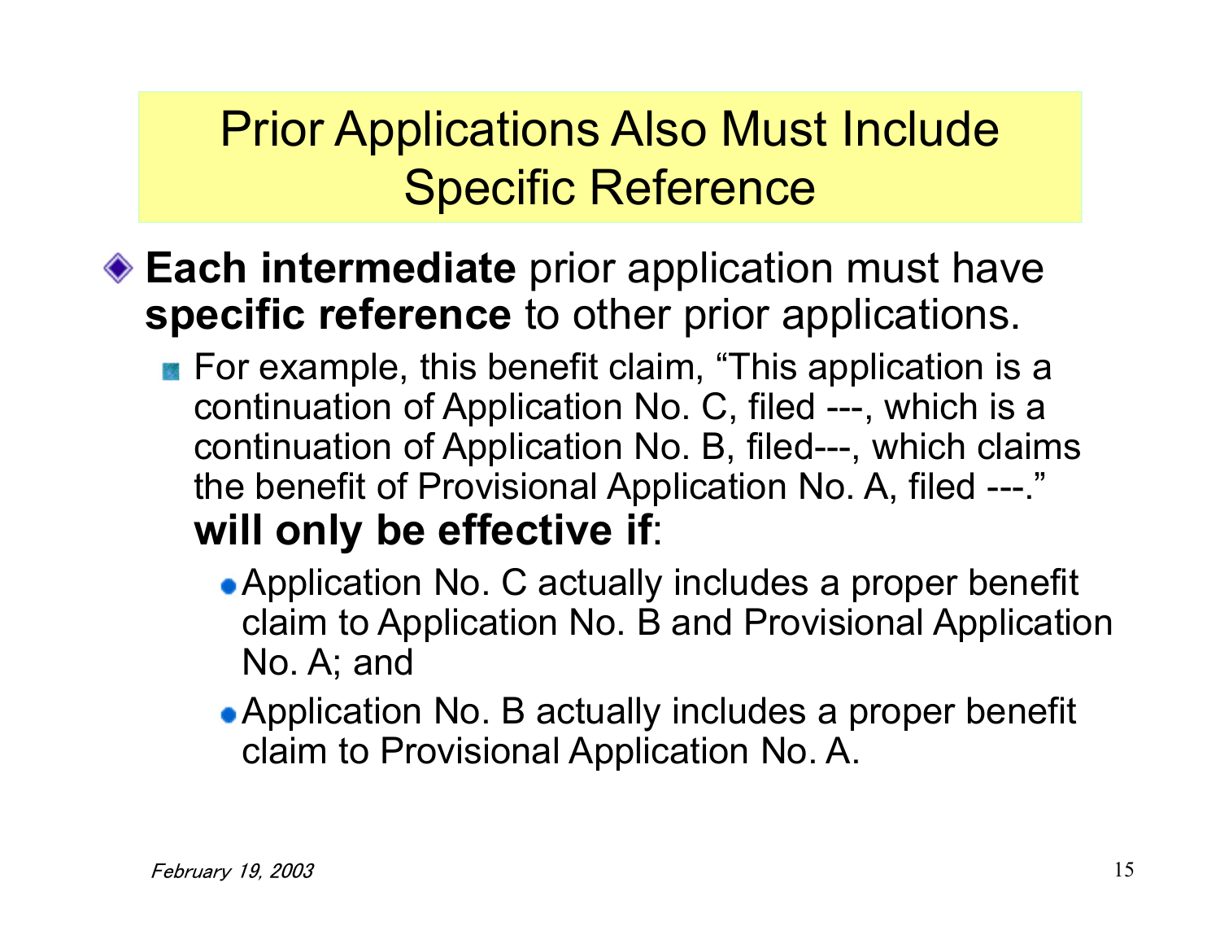# Prior Applications Also Must Include Specific Reference

- **Each intermediate** prior application must have **specific reference** to other prior applications.
  - For example, this benefit claim, "This application is a continuation of Application No. C, filed ---, which is a continuation of Application No. B, filed---, which claims the benefit of Provisional Application No. A, filed ---." **will only be effective if**:
    - Application No. C actually includes a proper benefit claim to Application No. B and Provisional Application No. A; and
    - Application No. B actually includes a proper benefit claim to Provisional Application No. A.

*February 19, 2003*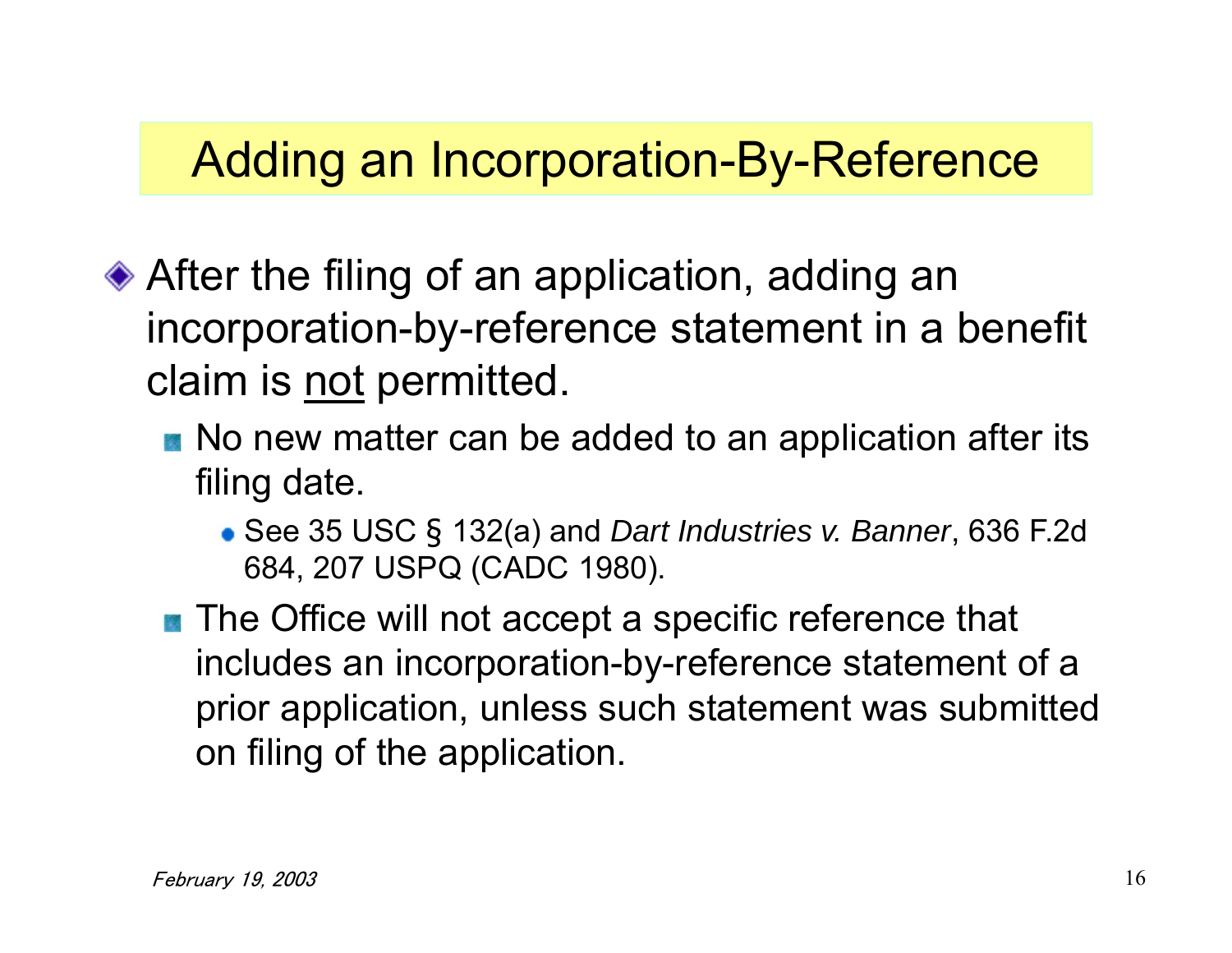# Adding an Incorporation-By-Reference

- After the filing of an application, adding an incorporation-by-reference statement in a benefit claim is <u>not</u> permitted.
  - No new matter can be added to an application after its filing date.
    - See 35 USC § 132(a) and *Dart Industries v. Banner*, 636 F.2d 684, 207 USPQ (CADC 1980).
  - The Office will not accept a specific reference that includes an incorporation-by-reference statement of a prior application, unless such statement was submitted on filing of the application.

*February 19, 2003*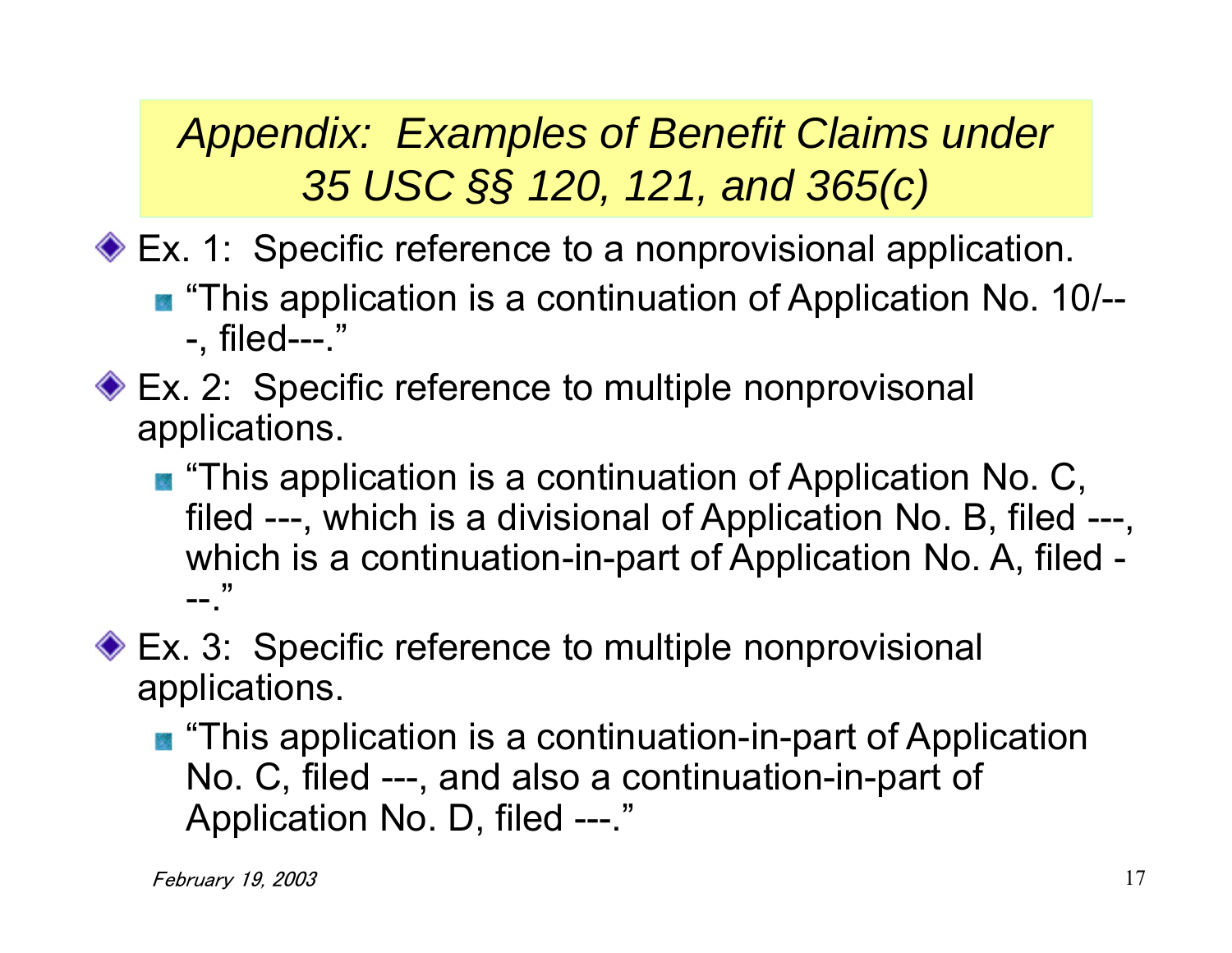## *Appendix: Examples of Benefit Claims under 35 USC §§ 120, 121, and 365(c)*

- Ex. 1: Specific reference to a nonprovisional application.
  - "This application is a continuation of Application No. 10/---, filed---."
- Ex. 2: Specific reference to multiple nonprovisonal applications.
  - "This application is a continuation of Application No. C, filed ---, which is a divisional of Application No. B, filed ---, which is a continuation-in-part of Application No. A, filed ---."
- Ex. 3: Specific reference to multiple nonprovisional applications.
  - "This application is a continuation-in-part of Application No. C, filed ---, and also a continuation-in-part of Application No. D, filed ---."

*February 19, 2003*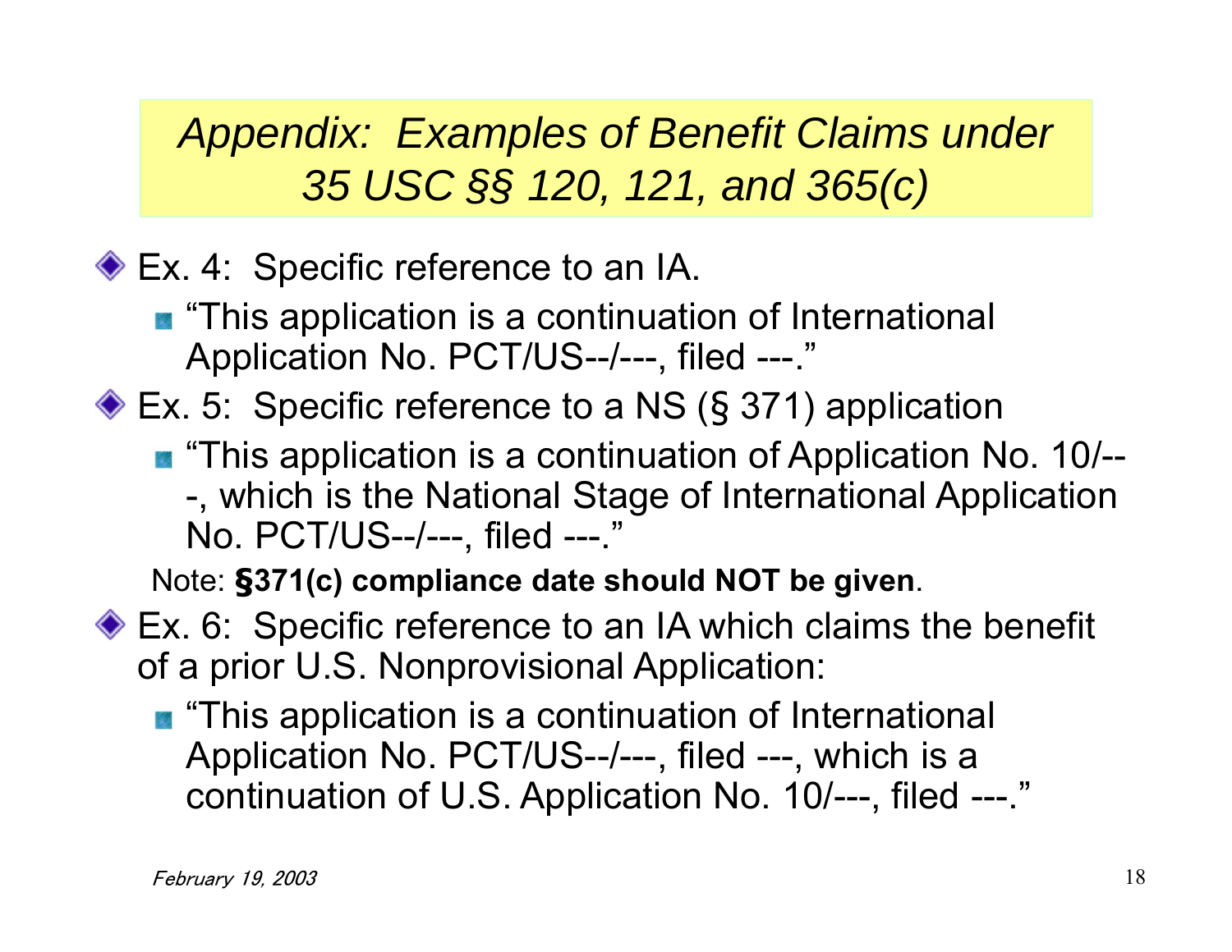# *Appendix: Examples of Benefit Claims under 35 USC §§ 120, 121, and 365(c)*

- Ex. 4: Specific reference to an IA.
  - "This application is a continuation of International Application No. PCT/US--/---, filed ---."
- Ex. 5: Specific reference to a NS (§ 371) application
  - "This application is a continuation of Application No. 10/---, which is the National Stage of International Application No. PCT/US--/---, filed ---."

  Note: **§371(c) compliance date should NOT be given**.
- Ex. 6: Specific reference to an IA which claims the benefit of a prior U.S. Nonprovisional Application:
  - "This application is a continuation of International Application No. PCT/US--/---, filed ---, which is a continuation of U.S. Application No. 10/---, filed ---."

*February 19, 2003*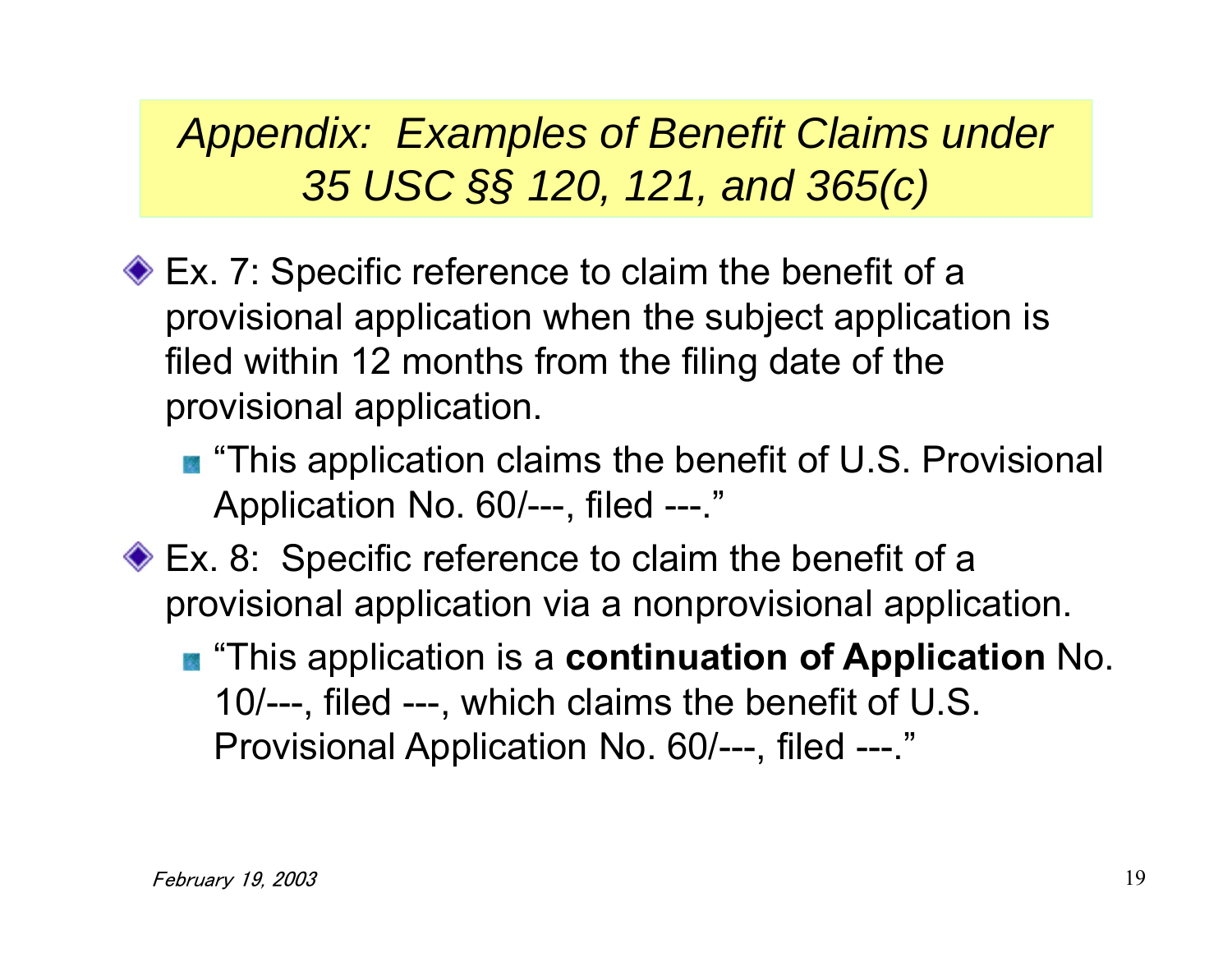## *Appendix: Examples of Benefit Claims under 35 USC §§ 120, 121, and 365(c)*

- Ex. 7: Specific reference to claim the benefit of a provisional application when the subject application is filed within 12 months from the filing date of the provisional application.
  - "This application claims the benefit of U.S. Provisional Application No. 60/---, filed ---."
- Ex. 8: Specific reference to claim the benefit of a provisional application via a nonprovisional application.
  - "This application is a **continuation of Application** No. 10/---, filed ---, which claims the benefit of U.S. Provisional Application No. 60/---, filed ---."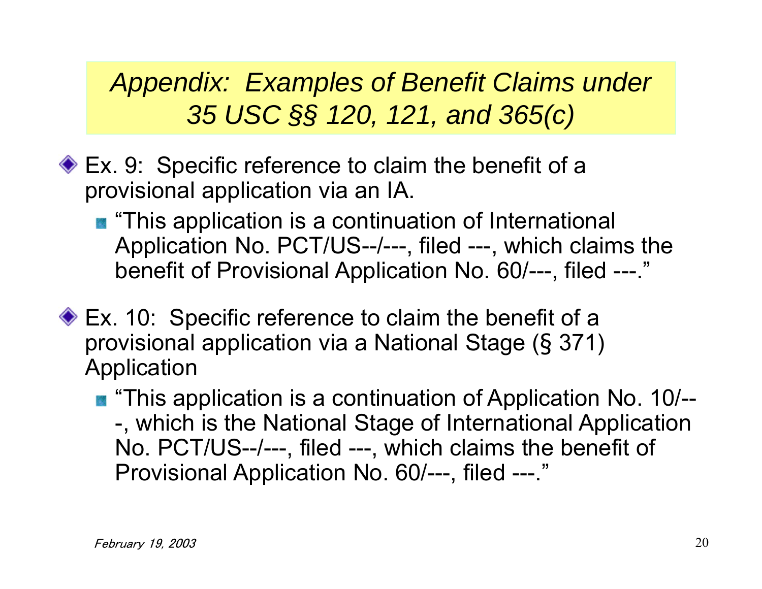## *Appendix: Examples of Benefit Claims under 35 USC §§ 120, 121, and 365(c)*

- Ex. 9: Specific reference to claim the benefit of a provisional application via an IA.
  - "This application is a continuation of International Application No. PCT/US--/---, filed ---, which claims the benefit of Provisional Application No. 60/---, filed ---."
- Ex. 10: Specific reference to claim the benefit of a provisional application via a National Stage (§ 371) Application
  - "This application is a continuation of Application No. 10/---, which is the National Stage of International Application No. PCT/US--/---, filed ---, which claims the benefit of Provisional Application No. 60/---, filed ---."

*February 19, 2003*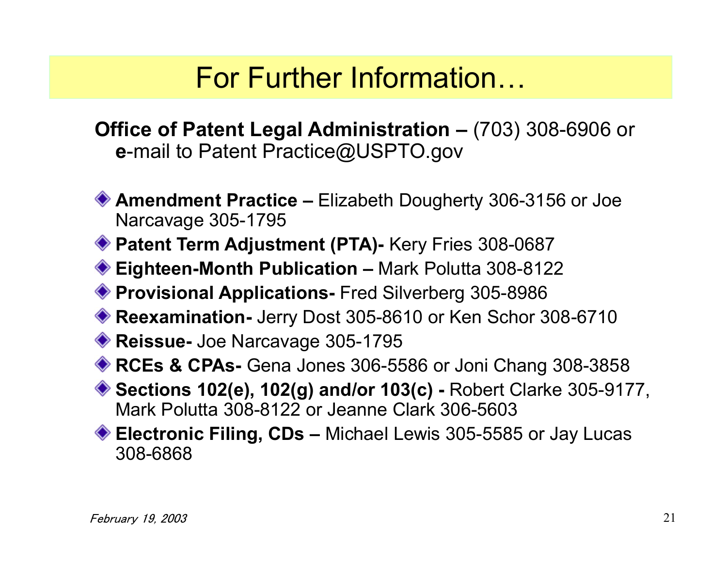# For Further Information…

**Office of Patent Legal Administration –** (703) 308-6906 or **e**-mail to Patent Practice@USPTO.gov

- **Amendment Practice –** Elizabeth Dougherty 306-3156 or Joe Narcavage 305-1795
- **Patent Term Adjustment (PTA)-** Kery Fries 308-0687
- **Eighteen-Month Publication –** Mark Polutta 308-8122
- **Provisional Applications-** Fred Silverberg 305-8986
- **Reexamination-** Jerry Dost 305-8610 or Ken Schor 308-6710
- **Reissue-** Joe Narcavage 305-1795
- **RCEs & CPAs-** Gena Jones 306-5586 or Joni Chang 308-3858
- **Sections 102(e), 102(g) and/or 103(c) -** Robert Clarke 305-9177, Mark Polutta 308-8122 or Jeanne Clark 306-5603
- **Electronic Filing, CDs –** Michael Lewis 305-5585 or Jay Lucas 308-6868

*February 19, 2003*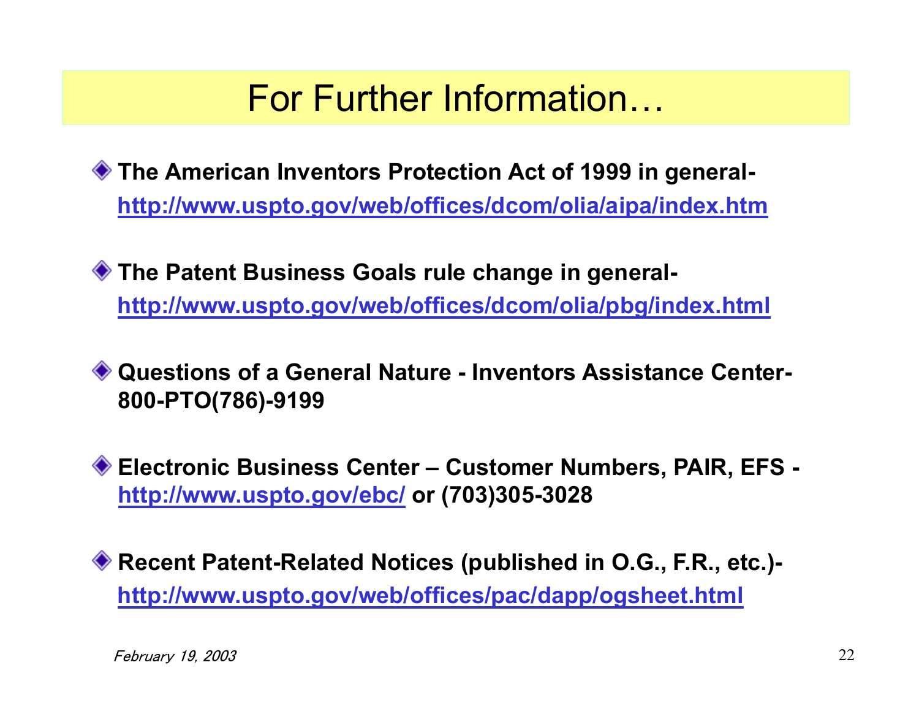# For Further Information…

- **The American Inventors Protection Act of 1999 in general-**
  **http://www.uspto.gov/web/offices/dcom/olia/aipa/index.htm**

- **The Patent Business Goals rule change in general-**
  **http://www.uspto.gov/web/offices/dcom/olia/pbg/index.html**

- **Questions of a General Nature - Inventors Assistance Center-**
  **800-PTO(786)-9199**

- **Electronic Business Center – Customer Numbers, PAIR, EFS -**
  **http://www.uspto.gov/ebc/ or (703)305-3028**

- **Recent Patent-Related Notices (published in O.G., F.R., etc.)-**
  **http://www.uspto.gov/web/offices/pac/dapp/ogsheet.html**

*February 19, 2003*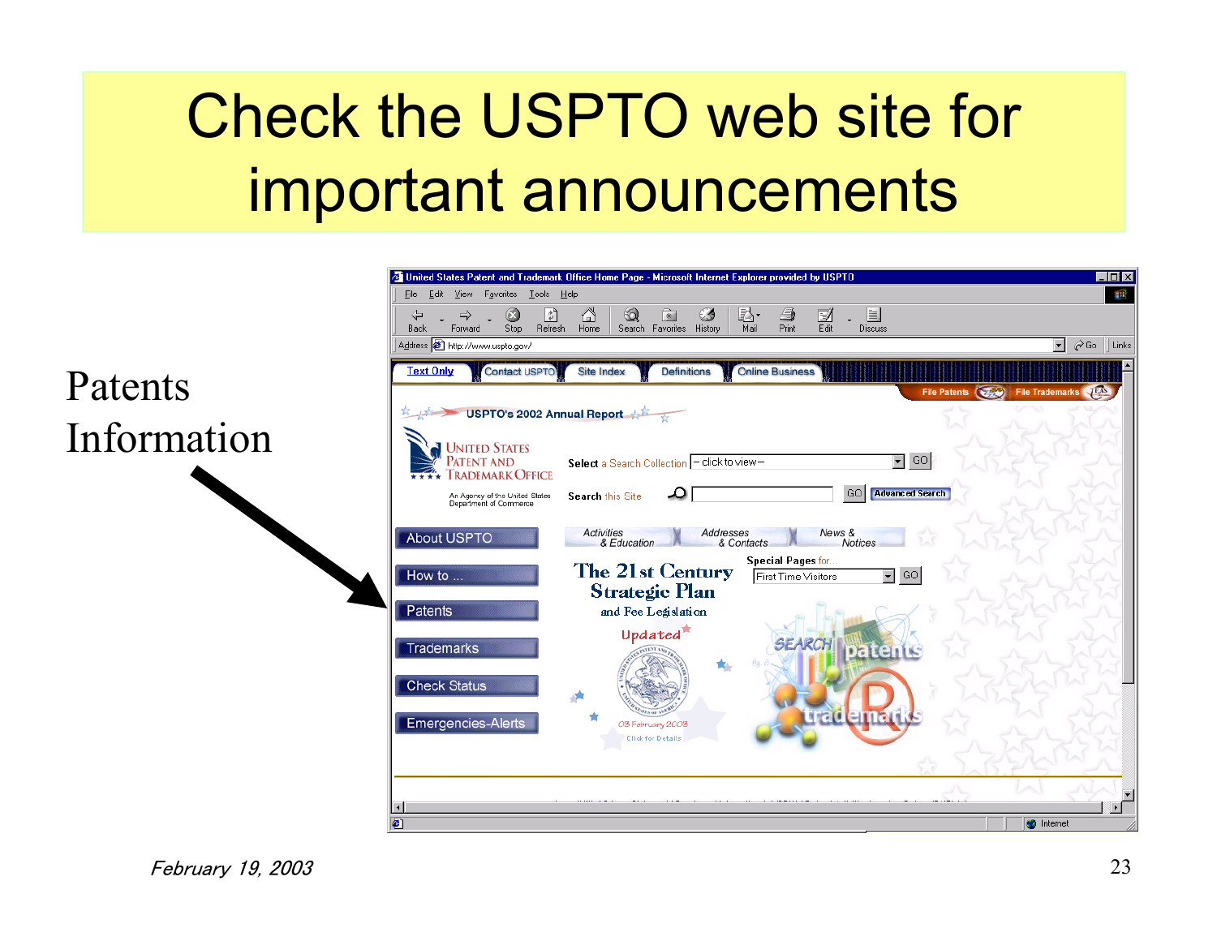# Check the USPTO web site for important announcements

Patents Information

February 19, 2003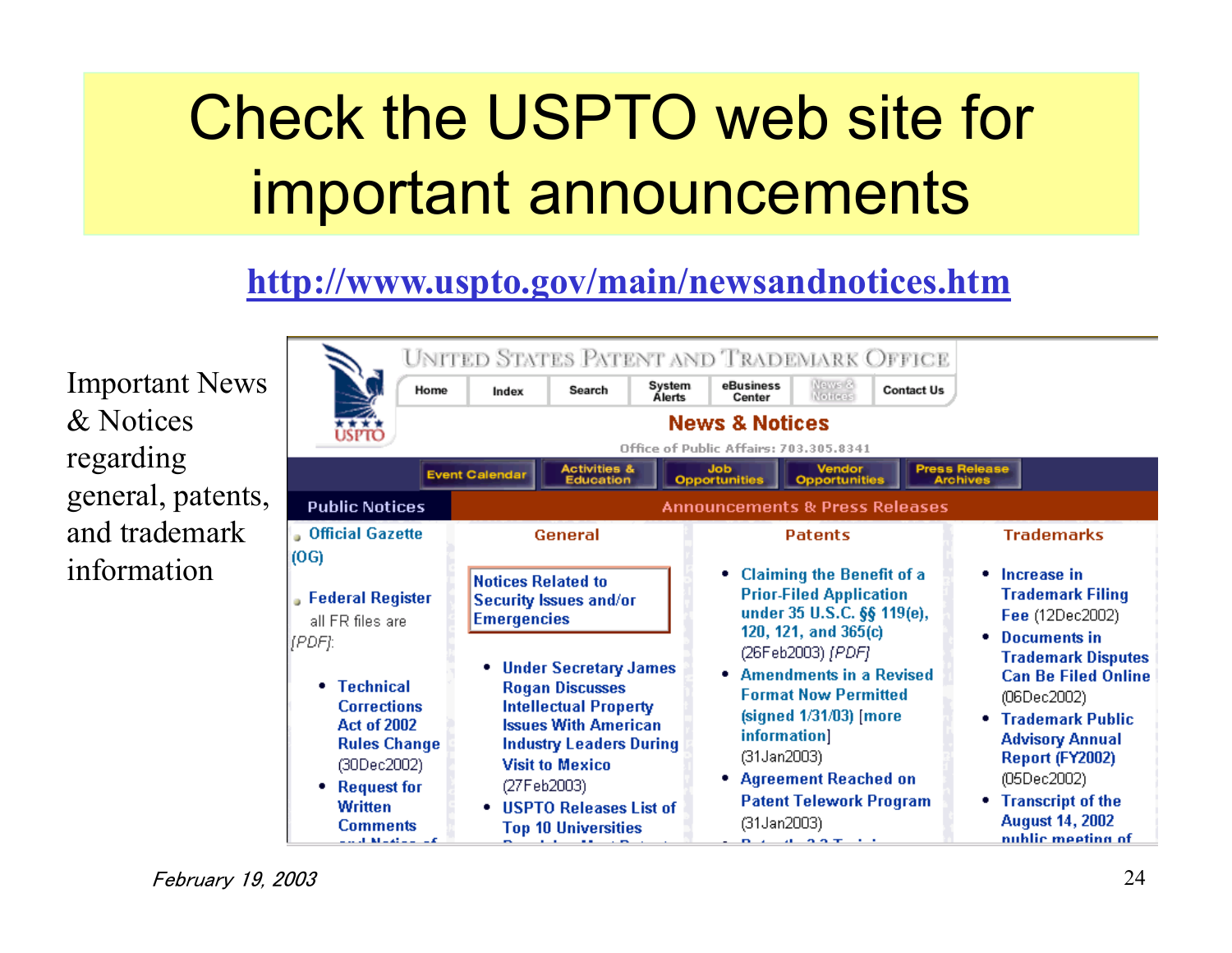# Check the USPTO web site for important announcements

http://www.uspto.gov/main/newsandnotices.htm

Important News & Notices regarding general, patents, and trademark information

UNITED STATES PATENT AND TRADEMARK OFFICE

Home | Index | Search | System Alerts | eBusiness Center | News & Notices | Contact Us

USPTO

## News & Notices

Office of Public Affairs: 703.305.8341

Event Calendar | Activities & Education | Job Opportunities | Vendor Opportunities | Press Release Archives

**Public Notices**

- Official Gazette (OG)
- Federal Register
  all FR files are [PDF]:
  - Technical Corrections Act of 2002 Rules Change (30Dec2002)
  - Request for Written Comments

**Announcements & Press Releases**

**General**

Notices Related to Security Issues and/or Emergencies

- Under Secretary James Rogan Discusses Intellectual Property Issues With American Industry Leaders During Visit to Mexico (27Feb2003)
- USPTO Releases List of Top 10 Universities

**Patents**

- Claiming the Benefit of a Prior-Filed Application under 35 U.S.C. §§ 119(e), 120, 121, and 365(c) (26Feb2003) [PDF]
- Amendments in a Revised Format Now Permitted (signed 1/31/03) [more information] (31Jan2003)
- Agreement Reached on Patent Telework Program (31Jan2003)

**Trademarks**

- Increase in Trademark Filing Fee (12Dec2002)
- Documents in Trademark Disputes Can Be Filed Online (06Dec2002)
- Trademark Public Advisory Annual Report (FY2002) (05Dec2002)
- Transcript of the August 14, 2002 public meeting of

*February 19, 2003*